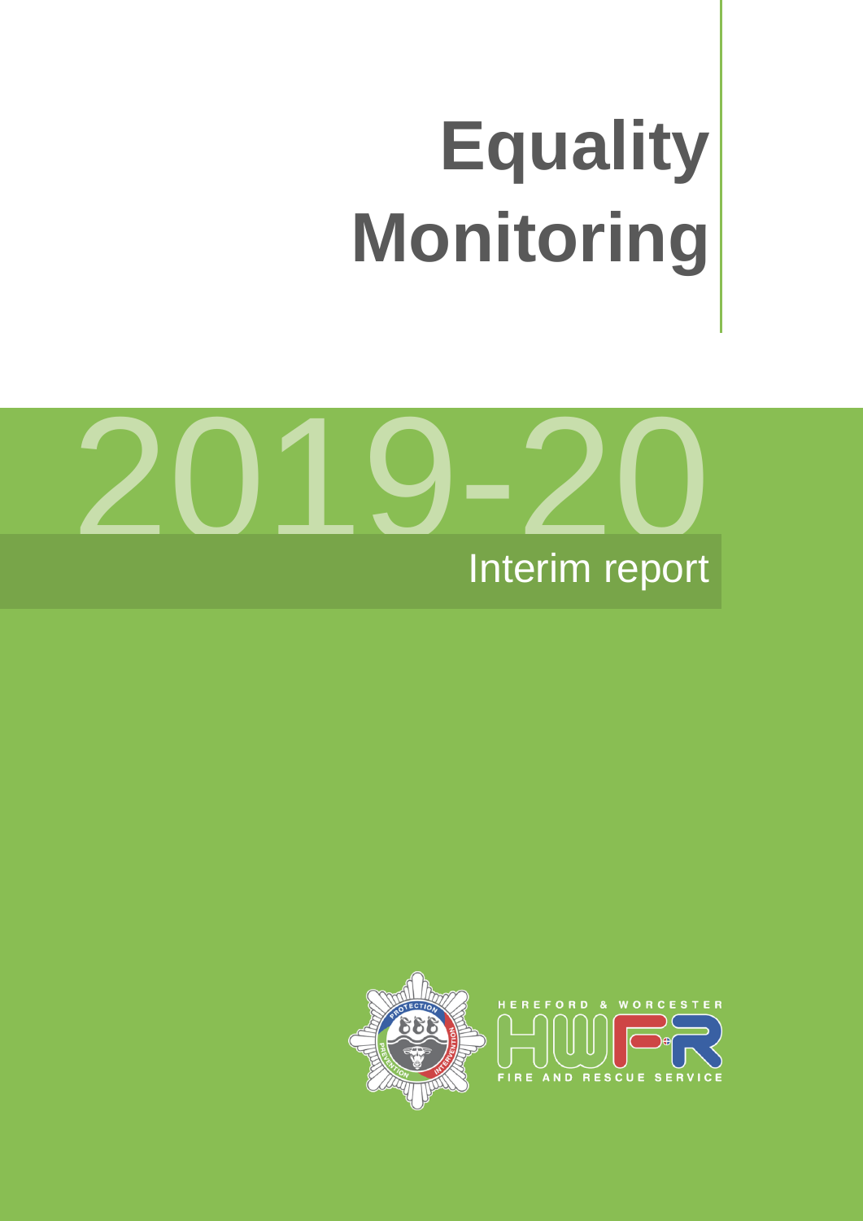# Equality Monitoring

2019-20

Interim report

HEREFORD & WORCESTER

HWFR

FIRE AND RESCUE SERVICE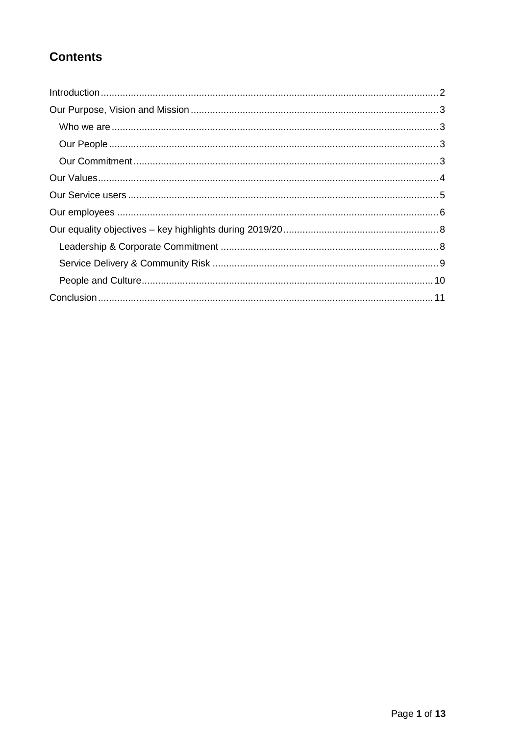# Contents

Introduction ........ 2

Our Purpose, Vision and Mission ........ 3

- Who we are ........ 3
- Our People ........ 3
- Our Commitment ........ 3

Our Values ........ 4

Our Service users ........ 5

Our employees ........ 6

Our equality objectives – key highlights during 2019/20 ........ 8

- Leadership & Corporate Commitment ........ 8
- Service Delivery & Community Risk ........ 9
- People and Culture ........ 10

Conclusion ........ 11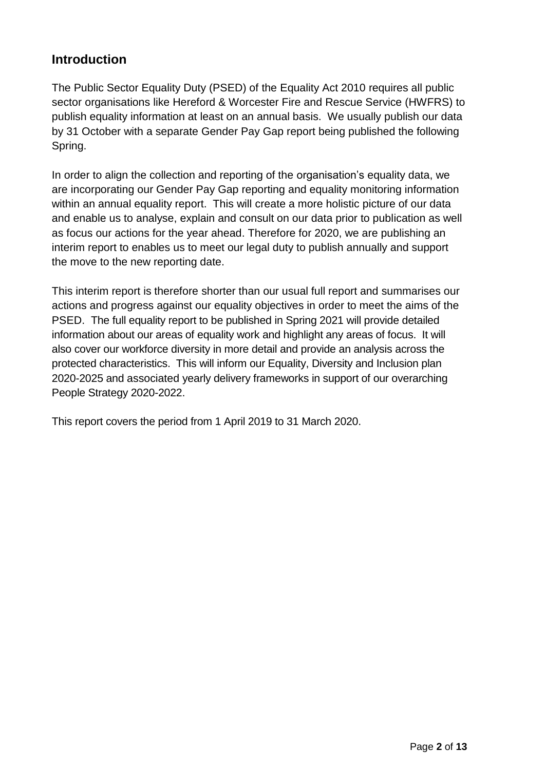## Introduction

The Public Sector Equality Duty (PSED) of the Equality Act 2010 requires all public sector organisations like Hereford & Worcester Fire and Rescue Service (HWFRS) to publish equality information at least on an annual basis. We usually publish our data by 31 October with a separate Gender Pay Gap report being published the following Spring.

In order to align the collection and reporting of the organisation's equality data, we are incorporating our Gender Pay Gap reporting and equality monitoring information within an annual equality report. This will create a more holistic picture of our data and enable us to analyse, explain and consult on our data prior to publication as well as focus our actions for the year ahead. Therefore for 2020, we are publishing an interim report to enables us to meet our legal duty to publish annually and support the move to the new reporting date.

This interim report is therefore shorter than our usual full report and summarises our actions and progress against our equality objectives in order to meet the aims of the PSED. The full equality report to be published in Spring 2021 will provide detailed information about our areas of equality work and highlight any areas of focus. It will also cover our workforce diversity in more detail and provide an analysis across the protected characteristics. This will inform our Equality, Diversity and Inclusion plan 2020-2025 and associated yearly delivery frameworks in support of our overarching People Strategy 2020-2022.

This report covers the period from 1 April 2019 to 31 March 2020.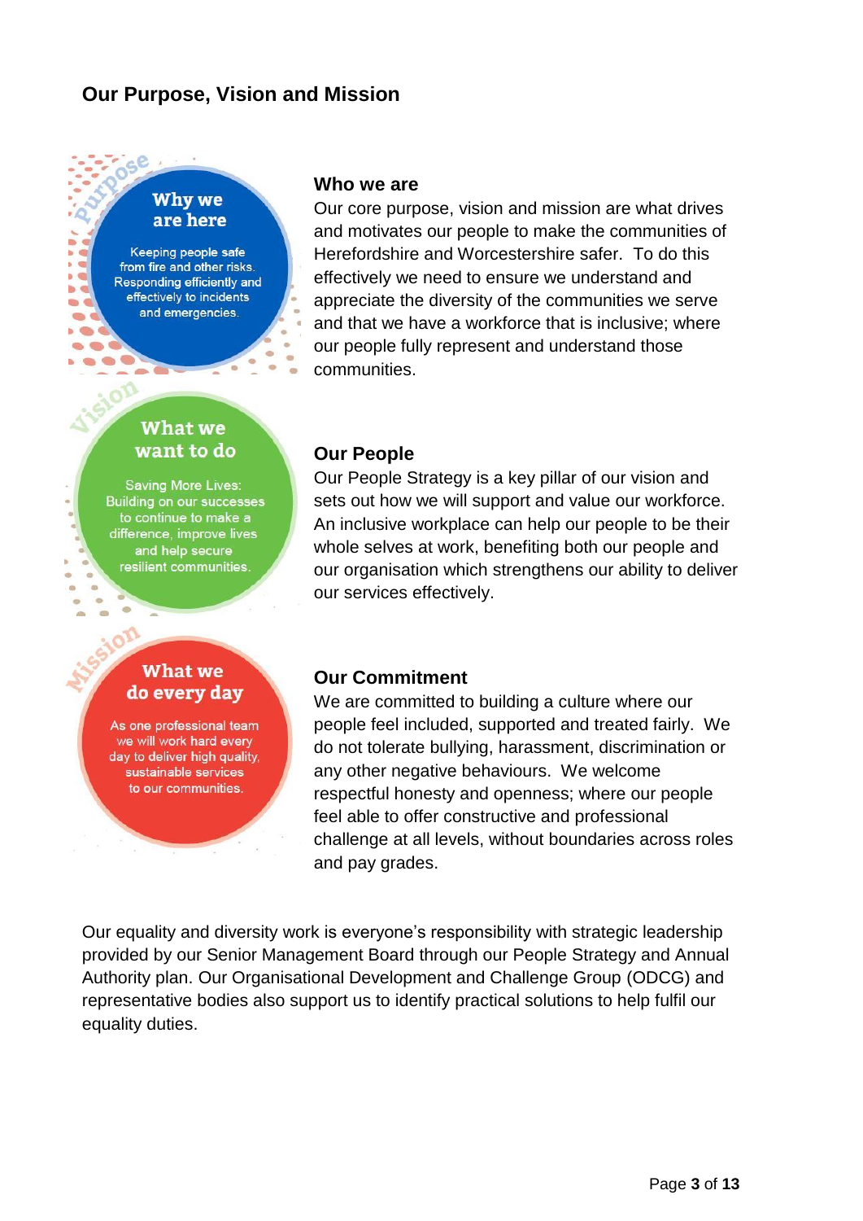## Our Purpose, Vision and Mission

**Purpose**

**Why we are here**

Keeping people safe from fire and other risks. Responding efficiently and effectively to incidents and emergencies.

**Vision**

**What we want to do**

Saving More Lives: Building on our successes to continue to make a difference, improve lives and help secure resilient communities.

**Mission**

**What we do every day**

As one professional team we will work hard every day to deliver high quality, sustainable services to our communities.

### Who we are

Our core purpose, vision and mission are what drives and motivates our people to make the communities of Herefordshire and Worcestershire safer. To do this effectively we need to ensure we understand and appreciate the diversity of the communities we serve and that we have a workforce that is inclusive; where our people fully represent and understand those communities.

### Our People

Our People Strategy is a key pillar of our vision and sets out how we will support and value our workforce. An inclusive workplace can help our people to be their whole selves at work, benefiting both our people and our organisation which strengthens our ability to deliver our services effectively.

### Our Commitment

We are committed to building a culture where our people feel included, supported and treated fairly. We do not tolerate bullying, harassment, discrimination or any other negative behaviours. We welcome respectful honesty and openness; where our people feel able to offer constructive and professional challenge at all levels, without boundaries across roles and pay grades.

Our equality and diversity work is everyone's responsibility with strategic leadership provided by our Senior Management Board through our People Strategy and Annual Authority plan. Our Organisational Development and Challenge Group (ODCG) and representative bodies also support us to identify practical solutions to help fulfil our equality duties.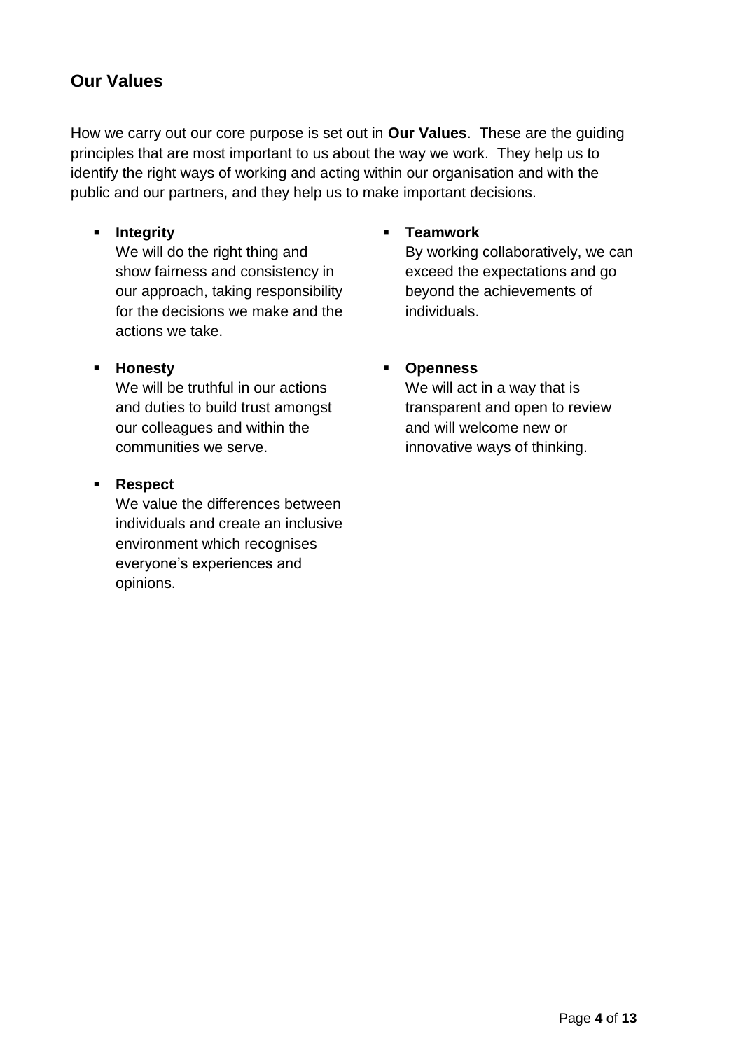## Our Values

How we carry out our core purpose is set out in **Our Values**. These are the guiding principles that are most important to us about the way we work. They help us to identify the right ways of working and acting within our organisation and with the public and our partners, and they help us to make important decisions.

- **Integrity**
  We will do the right thing and show fairness and consistency in our approach, taking responsibility for the decisions we make and the actions we take.
- **Honesty**
  We will be truthful in our actions and duties to build trust amongst our colleagues and within the communities we serve.
- **Respect**
  We value the differences between individuals and create an inclusive environment which recognises everyone's experiences and opinions.
- **Teamwork**
  By working collaboratively, we can exceed the expectations and go beyond the achievements of individuals.
- **Openness**
  We will act in a way that is transparent and open to review and will welcome new or innovative ways of thinking.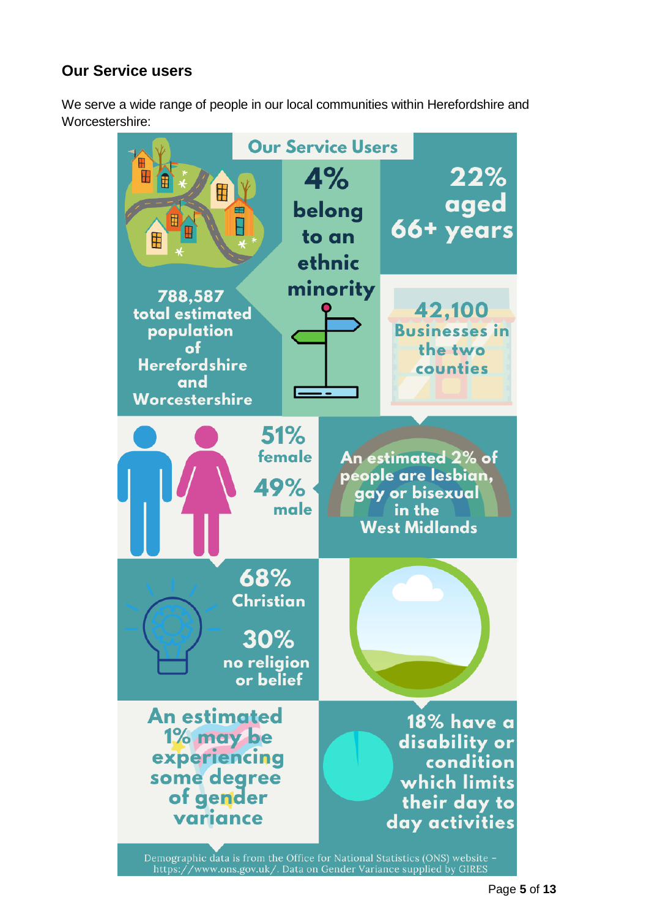## Our Service users

We serve a wide range of people in our local communities within Herefordshire and Worcestershire:

### Our Service Users

788,587 total estimated population of Herefordshire and Worcestershire

4% belong to an ethnic minority

22% aged 66+ years

42,100 Businesses in the two counties

51% female

49% male

An estimated 2% of people are lesbian, gay or bisexual in the West Midlands

68% Christian

30% no religion or belief

An estimated 1% may be experiencing some degree of gender variance

18% have a disability or condition which limits their day to day activities

Demographic data is from the Office for National Statistics (ONS) website – https://www.ons.gov.uk/. Data on Gender Variance supplied by GIRES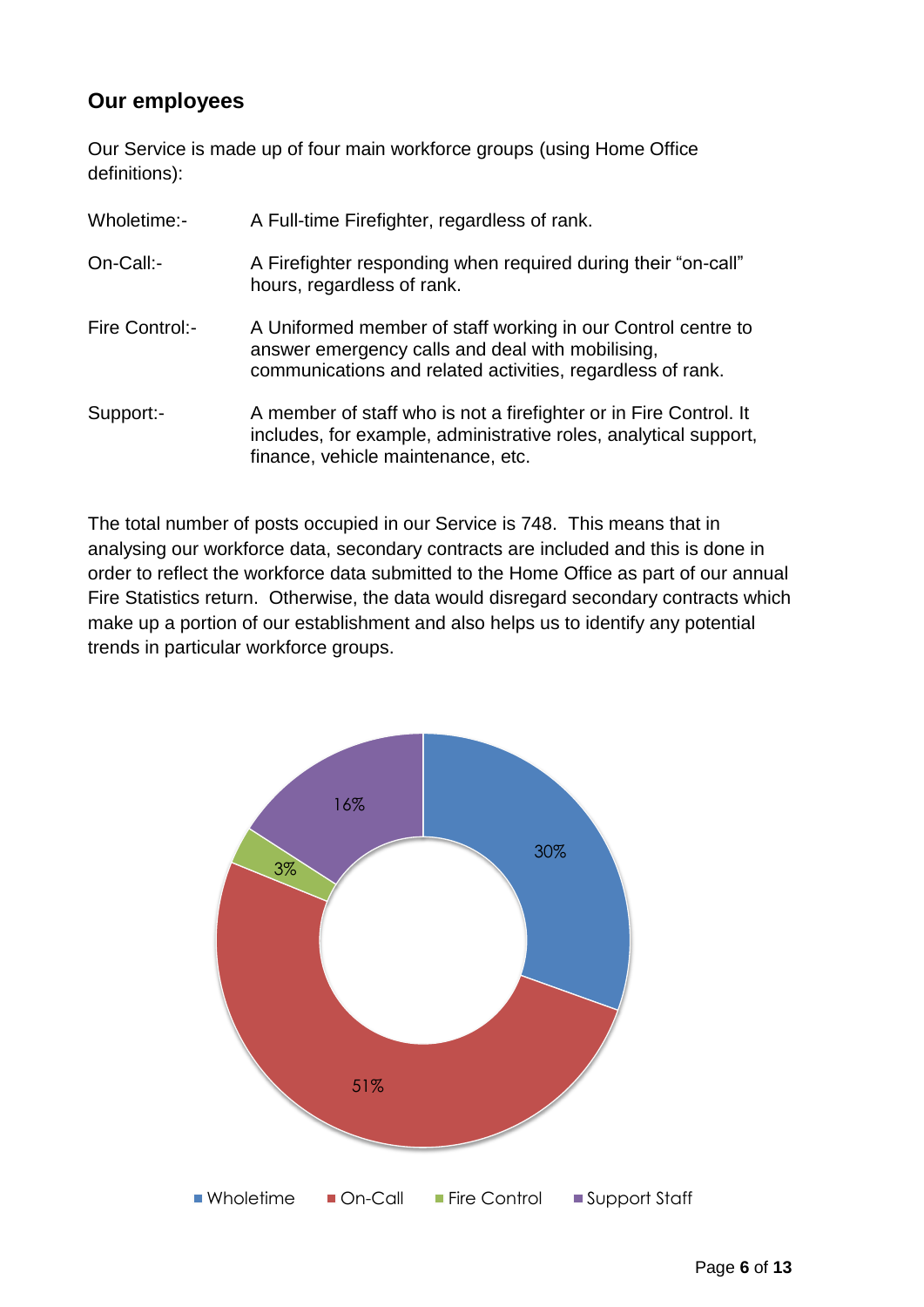## Our employees

Our Service is made up of four main workforce groups (using Home Office definitions):

| | |
|---|---|
| Wholetime:- | A Full-time Firefighter, regardless of rank. |
| On-Call:- | A Firefighter responding when required during their "on-call" hours, regardless of rank. |
| Fire Control:- | A Uniformed member of staff working in our Control centre to answer emergency calls and deal with mobilising, communications and related activities, regardless of rank. |
| Support:- | A member of staff who is not a firefighter or in Fire Control. It includes, for example, administrative roles, analytical support, finance, vehicle maintenance, etc. |

The total number of posts occupied in our Service is 748. This means that in analysing our workforce data, secondary contracts are included and this is done in order to reflect the workforce data submitted to the Home Office as part of our annual Fire Statistics return. Otherwise, the data would disregard secondary contracts which make up a portion of our establishment and also helps us to identify any potential trends in particular workforce groups.

| Workforce group | % |
|---|---|
| Wholetime | 30% |
| On-Call | 51% |
| Fire Control | 3% |
| Support Staff | 16% |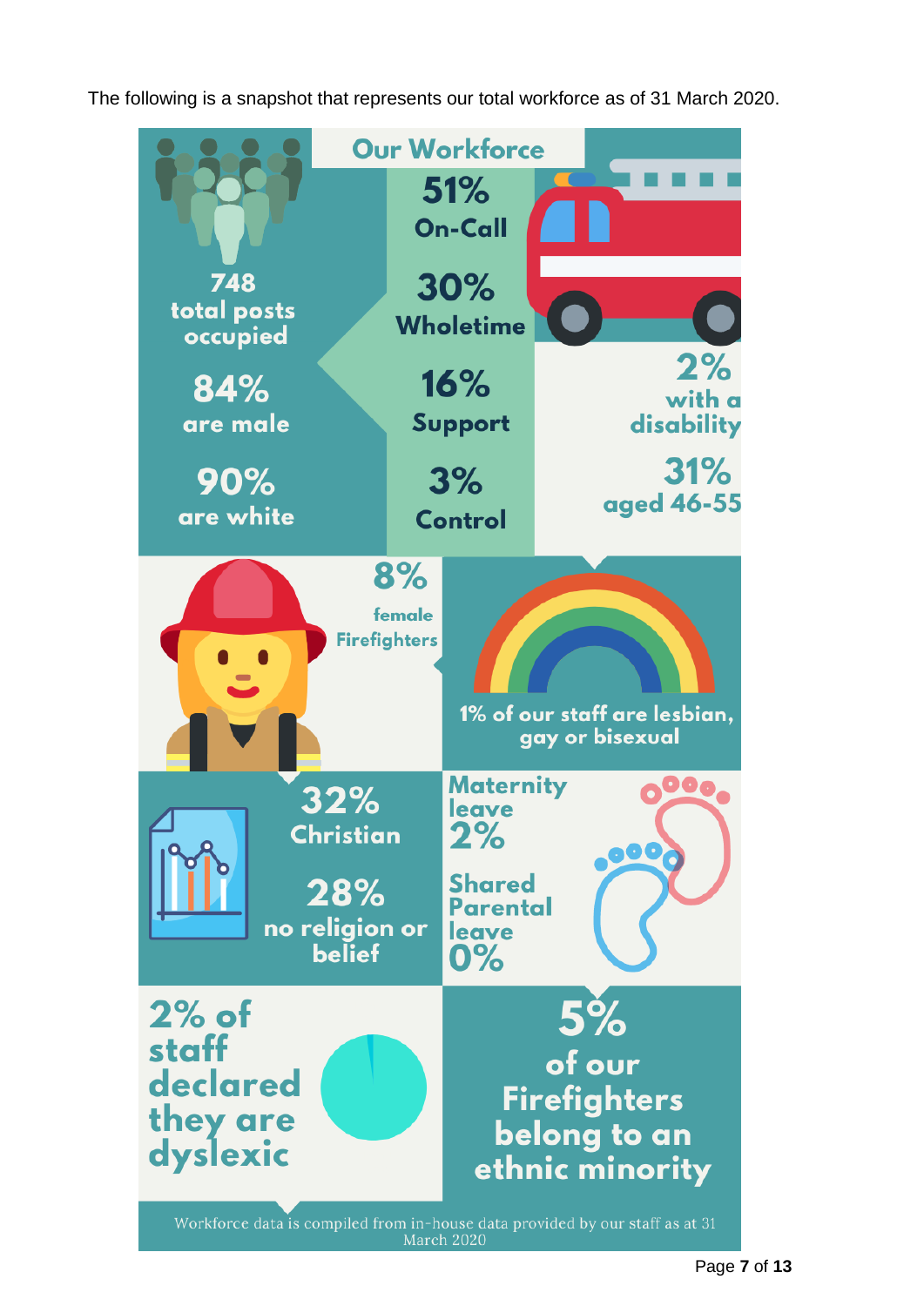The following is a snapshot that represents our total workforce as of 31 March 2020.

## Our Workforce

**748** total posts occupied

**84%** are male

**90%** are white

**51%** On-Call

**30%** Wholetime

**16%** Support

**3%** Control

**2%** with a disability

**31%** aged 46-55

**8%** female Firefighters

1% of our staff are lesbian, gay or bisexual

**32%** Christian

**28%** no religion or belief

Maternity leave **2%**

Shared Parental leave **0%**

2% of staff declared they are dyslexic

**5%** of our Firefighters belong to an ethnic minority

Workforce data is compiled from in-house data provided by our staff as at 31 March 2020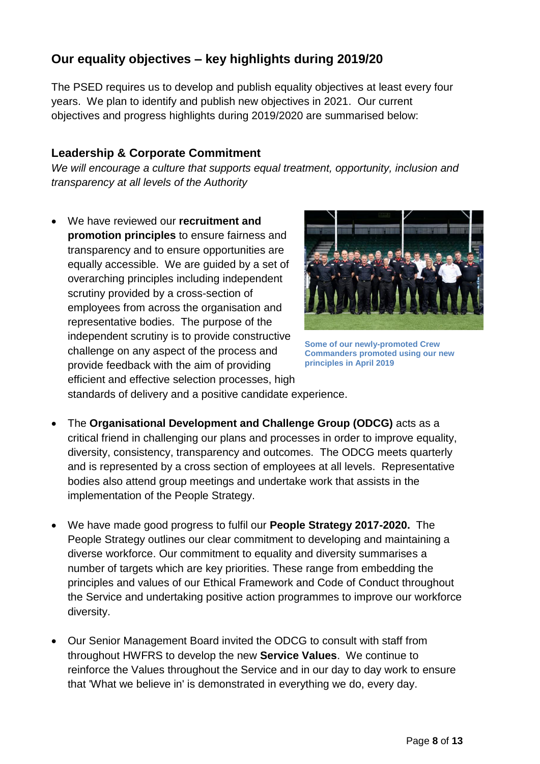## Our equality objectives – key highlights during 2019/20

The PSED requires us to develop and publish equality objectives at least every four years. We plan to identify and publish new objectives in 2021. Our current objectives and progress highlights during 2019/2020 are summarised below:

### Leadership & Corporate Commitment

*We will encourage a culture that supports equal treatment, opportunity, inclusion and transparency at all levels of the Authority*

- We have reviewed our **recruitment and promotion principles** to ensure fairness and transparency and to ensure opportunities are equally accessible. We are guided by a set of overarching principles including independent scrutiny provided by a cross-section of employees from across the organisation and representative bodies. The purpose of the independent scrutiny is to provide constructive challenge on any aspect of the process and provide feedback with the aim of providing efficient and effective selection processes, high standards of delivery and a positive candidate experience.

**Some of our newly-promoted Crew Commanders promoted using our new principles in April 2019**

- The **Organisational Development and Challenge Group (ODCG)** acts as a critical friend in challenging our plans and processes in order to improve equality, diversity, consistency, transparency and outcomes. The ODCG meets quarterly and is represented by a cross section of employees at all levels. Representative bodies also attend group meetings and undertake work that assists in the implementation of the People Strategy.

- We have made good progress to fulfil our **People Strategy 2017-2020.** The People Strategy outlines our clear commitment to developing and maintaining a diverse workforce. Our commitment to equality and diversity summarises a number of targets which are key priorities. These range from embedding the principles and values of our Ethical Framework and Code of Conduct throughout the Service and undertaking positive action programmes to improve our workforce diversity.

- Our Senior Management Board invited the ODCG to consult with staff from throughout HWFRS to develop the new **Service Values**. We continue to reinforce the Values throughout the Service and in our day to day work to ensure that 'What we believe in' is demonstrated in everything we do, every day.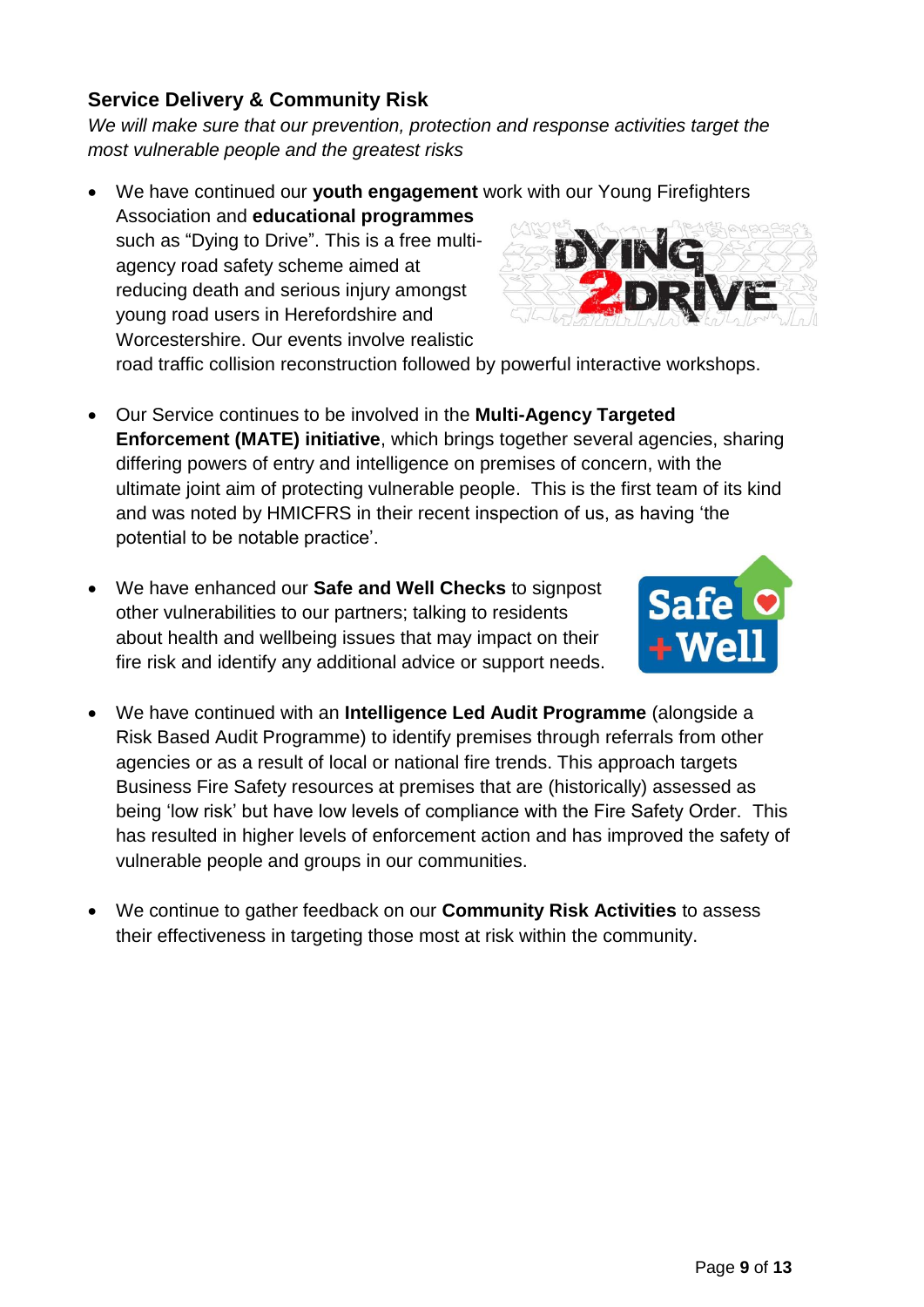## Service Delivery & Community Risk

*We will make sure that our prevention, protection and response activities target the most vulnerable people and the greatest risks*

- We have continued our **youth engagement** work with our Young Firefighters Association and **educational programmes** such as "Dying to Drive". This is a free multi-agency road safety scheme aimed at reducing death and serious injury amongst young road users in Herefordshire and Worcestershire. Our events involve realistic road traffic collision reconstruction followed by powerful interactive workshops.

- Our Service continues to be involved in the **Multi-Agency Targeted Enforcement (MATE) initiative**, which brings together several agencies, sharing differing powers of entry and intelligence on premises of concern, with the ultimate joint aim of protecting vulnerable people. This is the first team of its kind and was noted by HMICFRS in their recent inspection of us, as having 'the potential to be notable practice'.

- We have enhanced our **Safe and Well Checks** to signpost other vulnerabilities to our partners; talking to residents about health and wellbeing issues that may impact on their fire risk and identify any additional advice or support needs.

- We have continued with an **Intelligence Led Audit Programme** (alongside a Risk Based Audit Programme) to identify premises through referrals from other agencies or as a result of local or national fire trends. This approach targets Business Fire Safety resources at premises that are (historically) assessed as being 'low risk' but have low levels of compliance with the Fire Safety Order. This has resulted in higher levels of enforcement action and has improved the safety of vulnerable people and groups in our communities.

- We continue to gather feedback on our **Community Risk Activities** to assess their effectiveness in targeting those most at risk within the community.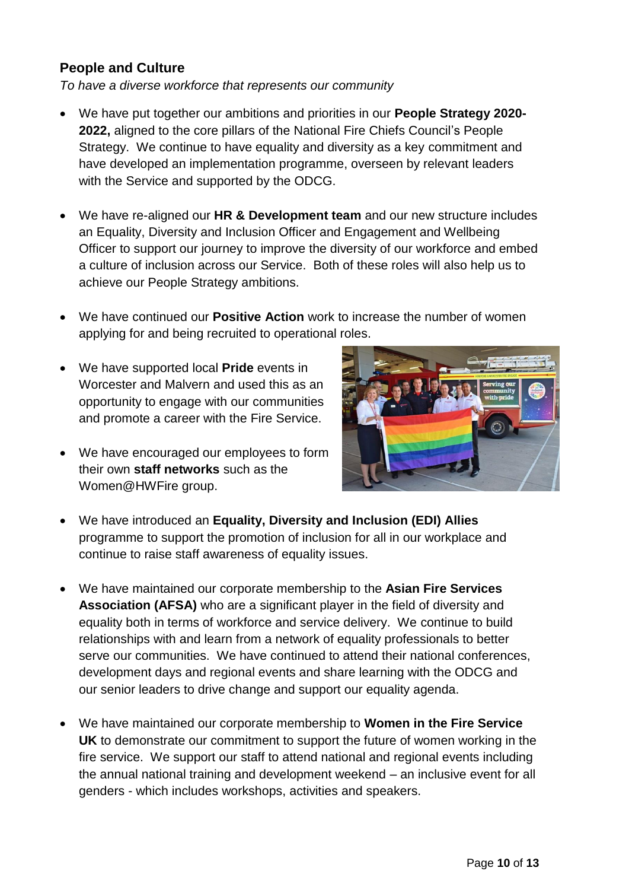## People and Culture

*To have a diverse workforce that represents our community*

- We have put together our ambitions and priorities in our **People Strategy 2020-2022,** aligned to the core pillars of the National Fire Chiefs Council's People Strategy. We continue to have equality and diversity as a key commitment and have developed an implementation programme, overseen by relevant leaders with the Service and supported by the ODCG.

- We have re-aligned our **HR & Development team** and our new structure includes an Equality, Diversity and Inclusion Officer and Engagement and Wellbeing Officer to support our journey to improve the diversity of our workforce and embed a culture of inclusion across our Service. Both of these roles will also help us to achieve our People Strategy ambitions.

- We have continued our **Positive Action** work to increase the number of women applying for and being recruited to operational roles.

- We have supported local **Pride** events in Worcester and Malvern and used this as an opportunity to engage with our communities and promote a career with the Fire Service.

- We have encouraged our employees to form their own **staff networks** such as the Women@HWFire group.

- We have introduced an **Equality, Diversity and Inclusion (EDI) Allies** programme to support the promotion of inclusion for all in our workplace and continue to raise staff awareness of equality issues.

- We have maintained our corporate membership to the **Asian Fire Services Association (AFSA)** who are a significant player in the field of diversity and equality both in terms of workforce and service delivery. We continue to build relationships with and learn from a network of equality professionals to better serve our communities. We have continued to attend their national conferences, development days and regional events and share learning with the ODCG and our senior leaders to drive change and support our equality agenda.

- We have maintained our corporate membership to **Women in the Fire Service UK** to demonstrate our commitment to support the future of women working in the fire service. We support our staff to attend national and regional events including the annual national training and development weekend – an inclusive event for all genders - which includes workshops, activities and speakers.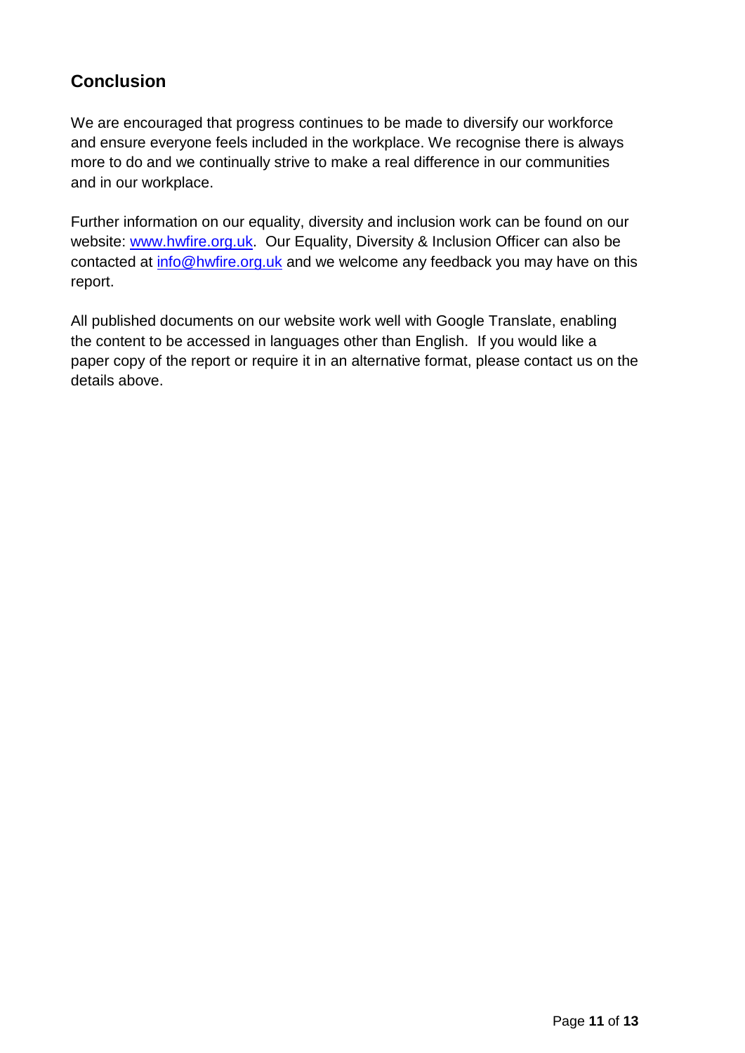## Conclusion

We are encouraged that progress continues to be made to diversify our workforce and ensure everyone feels included in the workplace. We recognise there is always more to do and we continually strive to make a real difference in our communities and in our workplace.

Further information on our equality, diversity and inclusion work can be found on our website: [www.hwfire.org.uk](http://www.hwfire.org.uk). Our Equality, Diversity & Inclusion Officer can also be contacted at [info@hwfire.org.uk](mailto:info@hwfire.org.uk) and we welcome any feedback you may have on this report.

All published documents on our website work well with Google Translate, enabling the content to be accessed in languages other than English. If you would like a paper copy of the report or require it in an alternative format, please contact us on the details above.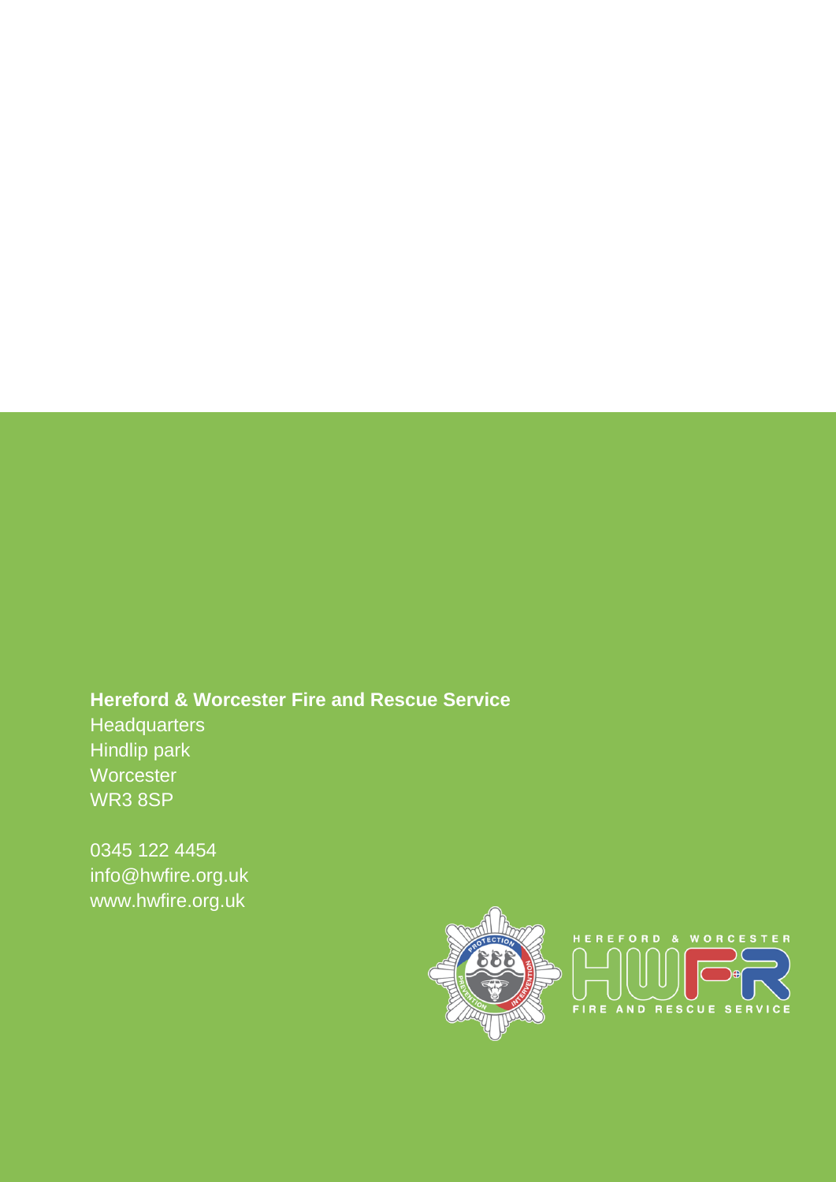**Hereford & Worcester Fire and Rescue Service**
Headquarters
Hindlip park
Worcester
WR3 8SP

0345 122 4454
info@hwfire.org.uk
www.hwfire.org.uk